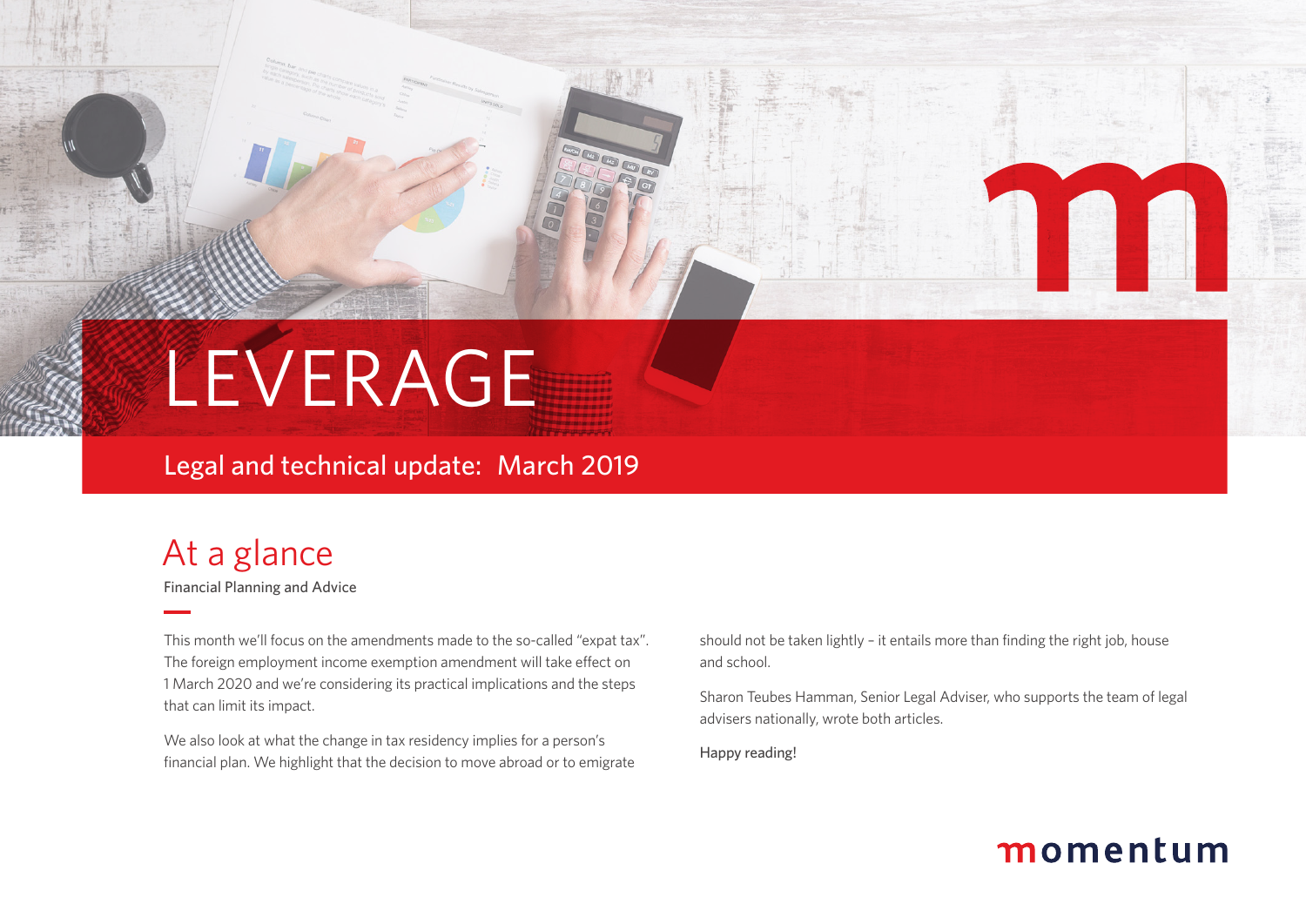# LEVERAGE

## Legal and technical update: March 2019

## At a glance

Financial Planning and Advice

This month we'll focus on the amendments made to the so-called "expat tax". The foreign employment income exemption amendment will take effect on 1 March 2020 and we're considering its practical implications and the steps that can limit its impact.

We also look at what the change in tax residency implies for a person's financial plan. We highlight that the decision to move abroad or to emigrate should not be taken lightly – it entails more than finding the right job, house and school.

Sharon Teubes Hamman, Senior Legal Adviser, who supports the team of legal advisers nationally, wrote both articles.

Happy reading!

momentum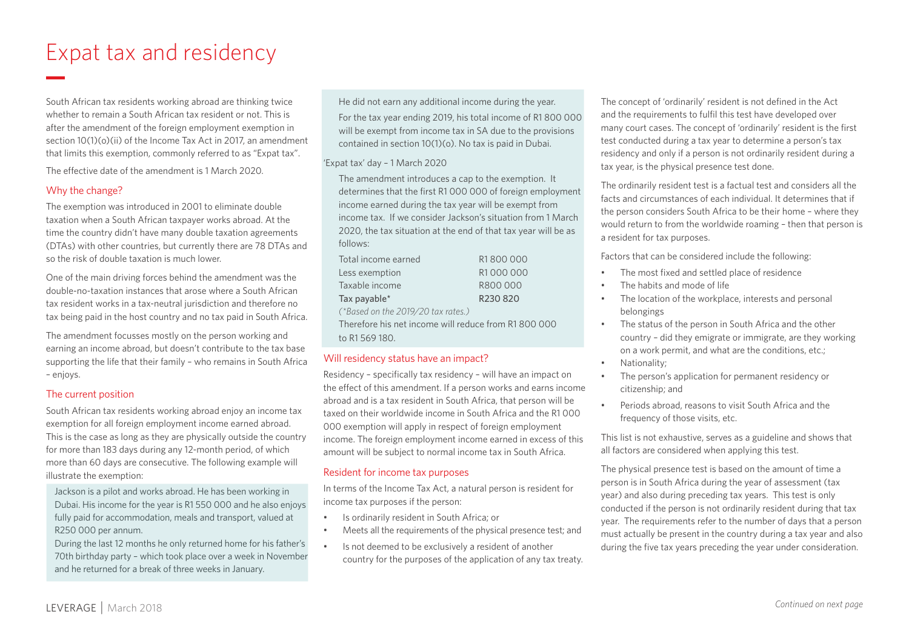# Expat tax and residency

South African tax residents working abroad are thinking twice whether to remain a South African tax resident or not. This is after the amendment of the foreign employment exemption in section 10(1)(o)(ii) of the Income Tax Act in 2017, an amendment that limits this exemption, commonly referred to as "Expat tax".

The effective date of the amendment is 1 March 2020.

## Why the change?

The exemption was introduced in 2001 to eliminate double taxation when a South African taxpayer works abroad. At the time the country didn't have many double taxation agreements (DTAs) with other countries, but currently there are 78 DTAs and so the risk of double taxation is much lower.

One of the main driving forces behind the amendment was the double-no-taxation instances that arose where a South African tax resident works in a tax-neutral jurisdiction and therefore no tax being paid in the host country and no tax paid in South Africa.

The amendment focusses mostly on the person working and earning an income abroad, but doesn't contribute to the tax base supporting the life that their family – who remains in South Africa – enjoys.

## The current position

South African tax residents working abroad enjoy an income tax exemption for all foreign employment income earned abroad. This is the case as long as they are physically outside the country for more than 183 days during any 12-month period, of which more than 60 days are consecutive. The following example will illustrate the exemption:

Jackson is a pilot and works abroad. He has been working in Dubai. His income for the year is R1 550 000 and he also enjoys fully paid for accommodation, meals and transport, valued at R250 000 per annum.

During the last 12 months he only returned home for his father's 70th birthday party – which took place over a week in November and he returned for a break of three weeks in January.

He did not earn any additional income during the year.

For the tax year ending 2019, his total income of R1 800 000 will be exempt from income tax in SA due to the provisions contained in section 10(1)(o). No tax is paid in Dubai.

'Expat tax' day – 1 March 2020

The amendment introduces a cap to the exemption. It determines that the first R1 000 000 of foreign employment income earned during the tax year will be exempt from income tax. If we consider Jackson's situation from 1 March 2020, the tax situation at the end of that tax year will be as follows:

| | |
|---|---|
| Total income earned | R1 800 000 |
| Less exemption | R1 000 000 |
| Taxable income | R800 000 |
| Tax payable* | R230 820 |

*(\*Based on the 2019/20 tax rates.)*

Therefore his net income will reduce from R1 800 000 to R1 569 180.

## Will residency status have an impact?

Residency – specifically tax residency – will have an impact on the effect of this amendment. If a person works and earns income abroad and is a tax resident in South Africa, that person will be taxed on their worldwide income in South Africa and the R1 000 000 exemption will apply in respect of foreign employment income. The foreign employment income earned in excess of this amount will be subject to normal income tax in South Africa.

## Resident for income tax purposes

In terms of the Income Tax Act, a natural person is resident for income tax purposes if the person:

- Is ordinarily resident in South Africa; or
- Meets all the requirements of the physical presence test; and
- Is not deemed to be exclusively a resident of another country for the purposes of the application of any tax treaty.

The concept of 'ordinarily' resident is not defined in the Act and the requirements to fulfil this test have developed over many court cases. The concept of 'ordinarily' resident is the first test conducted during a tax year to determine a person's tax residency and only if a person is not ordinarily resident during a tax year, is the physical presence test done.

The ordinarily resident test is a factual test and considers all the facts and circumstances of each individual. It determines that if the person considers South Africa to be their home – where they would return to from the worldwide roaming – then that person is a resident for tax purposes.

Factors that can be considered include the following:

- The most fixed and settled place of residence
- The habits and mode of life
- The location of the workplace, interests and personal belongings
- The status of the person in South Africa and the other country – did they emigrate or immigrate, are they working on a work permit, and what are the conditions, etc.;
- Nationality;
- The person's application for permanent residency or citizenship; and
- Periods abroad, reasons to visit South Africa and the frequency of those visits, etc.

This list is not exhaustive, serves as a guideline and shows that all factors are considered when applying this test.

The physical presence test is based on the amount of time a person is in South Africa during the year of assessment (tax year) and also during preceding tax years. This test is only conducted if the person is not ordinarily resident during that tax year. The requirements refer to the number of days that a person must actually be present in the country during a tax year and also during the five tax years preceding the year under consideration.

*Continued on next page*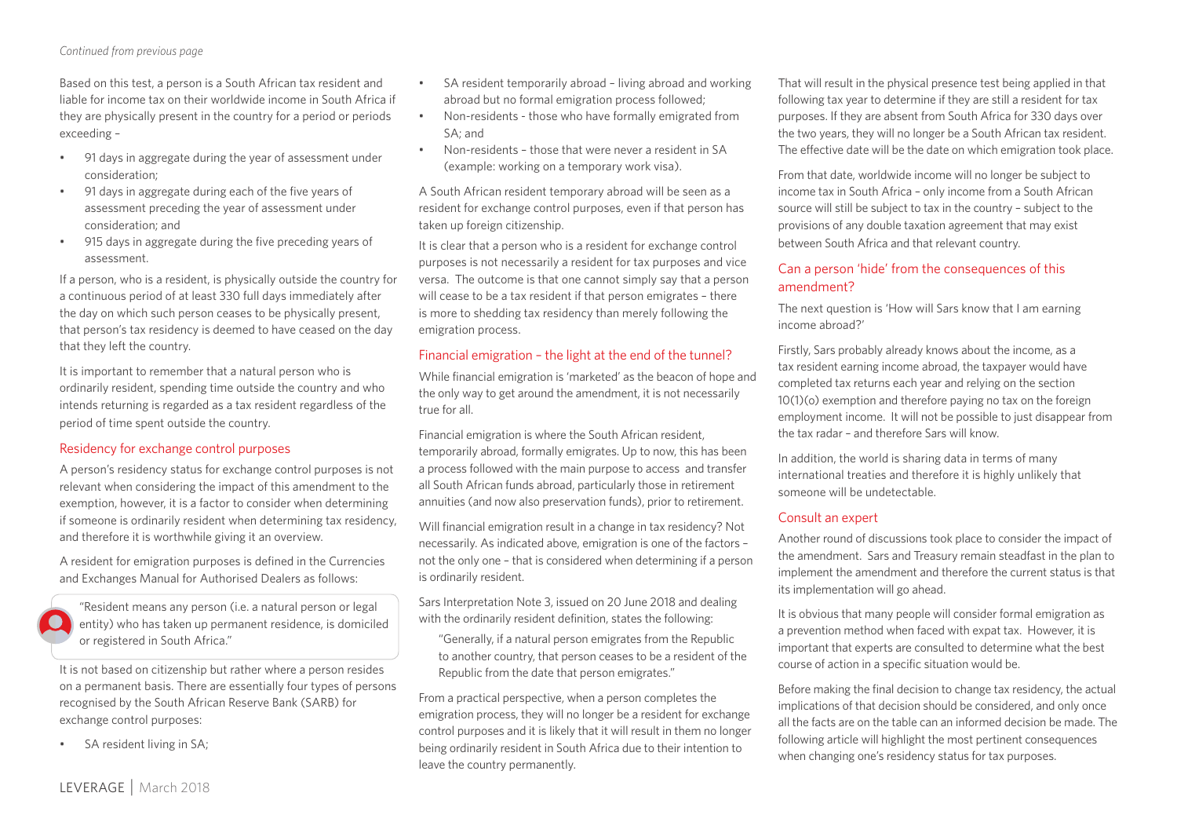*Continued from previous page*

Based on this test, a person is a South African tax resident and liable for income tax on their worldwide income in South Africa if they are physically present in the country for a period or periods exceeding –

- 91 days in aggregate during the year of assessment under consideration;
- 91 days in aggregate during each of the five years of assessment preceding the year of assessment under consideration; and
- 915 days in aggregate during the five preceding years of assessment.

If a person, who is a resident, is physically outside the country for a continuous period of at least 330 full days immediately after the day on which such person ceases to be physically present, that person's tax residency is deemed to have ceased on the day that they left the country.

It is important to remember that a natural person who is ordinarily resident, spending time outside the country and who intends returning is regarded as a tax resident regardless of the period of time spent outside the country.

## Residency for exchange control purposes

A person's residency status for exchange control purposes is not relevant when considering the impact of this amendment to the exemption, however, it is a factor to consider when determining if someone is ordinarily resident when determining tax residency, and therefore it is worthwhile giving it an overview.

A resident for emigration purposes is defined in the Currencies and Exchanges Manual for Authorised Dealers as follows:

> "Resident means any person (i.e. a natural person or legal entity) who has taken up permanent residence, is domiciled or registered in South Africa."

It is not based on citizenship but rather where a person resides on a permanent basis. There are essentially four types of persons recognised by the South African Reserve Bank (SARB) for exchange control purposes:

- SA resident living in SA;
- SA resident temporarily abroad – living abroad and working abroad but no formal emigration process followed;
- Non-residents - those who have formally emigrated from SA; and
- Non-residents – those that were never a resident in SA (example: working on a temporary work visa).

A South African resident temporary abroad will be seen as a resident for exchange control purposes, even if that person has taken up foreign citizenship.

It is clear that a person who is a resident for exchange control purposes is not necessarily a resident for tax purposes and vice versa. The outcome is that one cannot simply say that a person will cease to be a tax resident if that person emigrates – there is more to shedding tax residency than merely following the emigration process.

## Financial emigration – the light at the end of the tunnel?

While financial emigration is 'marketed' as the beacon of hope and the only way to get around the amendment, it is not necessarily true for all.

Financial emigration is where the South African resident, temporarily abroad, formally emigrates. Up to now, this has been a process followed with the main purpose to access and transfer all South African funds abroad, particularly those in retirement annuities (and now also preservation funds), prior to retirement.

Will financial emigration result in a change in tax residency? Not necessarily. As indicated above, emigration is one of the factors – not the only one – that is considered when determining if a person is ordinarily resident.

Sars Interpretation Note 3, issued on 20 June 2018 and dealing with the ordinarily resident definition, states the following:

> "Generally, if a natural person emigrates from the Republic to another country, that person ceases to be a resident of the Republic from the date that person emigrates."

From a practical perspective, when a person completes the emigration process, they will no longer be a resident for exchange control purposes and it is likely that it will result in them no longer being ordinarily resident in South Africa due to their intention to leave the country permanently.

That will result in the physical presence test being applied in that following tax year to determine if they are still a resident for tax purposes. If they are absent from South Africa for 330 days over the two years, they will no longer be a South African tax resident. The effective date will be the date on which emigration took place.

From that date, worldwide income will no longer be subject to income tax in South Africa – only income from a South African source will still be subject to tax in the country – subject to the provisions of any double taxation agreement that may exist between South Africa and that relevant country.

## Can a person 'hide' from the consequences of this amendment?

The next question is 'How will Sars know that I am earning income abroad?'

Firstly, Sars probably already knows about the income, as a tax resident earning income abroad, the taxpayer would have completed tax returns each year and relying on the section 10(1)(o) exemption and therefore paying no tax on the foreign employment income. It will not be possible to just disappear from the tax radar – and therefore Sars will know.

In addition, the world is sharing data in terms of many international treaties and therefore it is highly unlikely that someone will be undetectable.

## Consult an expert

Another round of discussions took place to consider the impact of the amendment. Sars and Treasury remain steadfast in the plan to implement the amendment and therefore the current status is that its implementation will go ahead.

It is obvious that many people will consider formal emigration as a prevention method when faced with expat tax. However, it is important that experts are consulted to determine what the best course of action in a specific situation would be.

Before making the final decision to change tax residency, the actual implications of that decision should be considered, and only once all the facts are on the table can an informed decision be made. The following article will highlight the most pertinent consequences when changing one's residency status for tax purposes.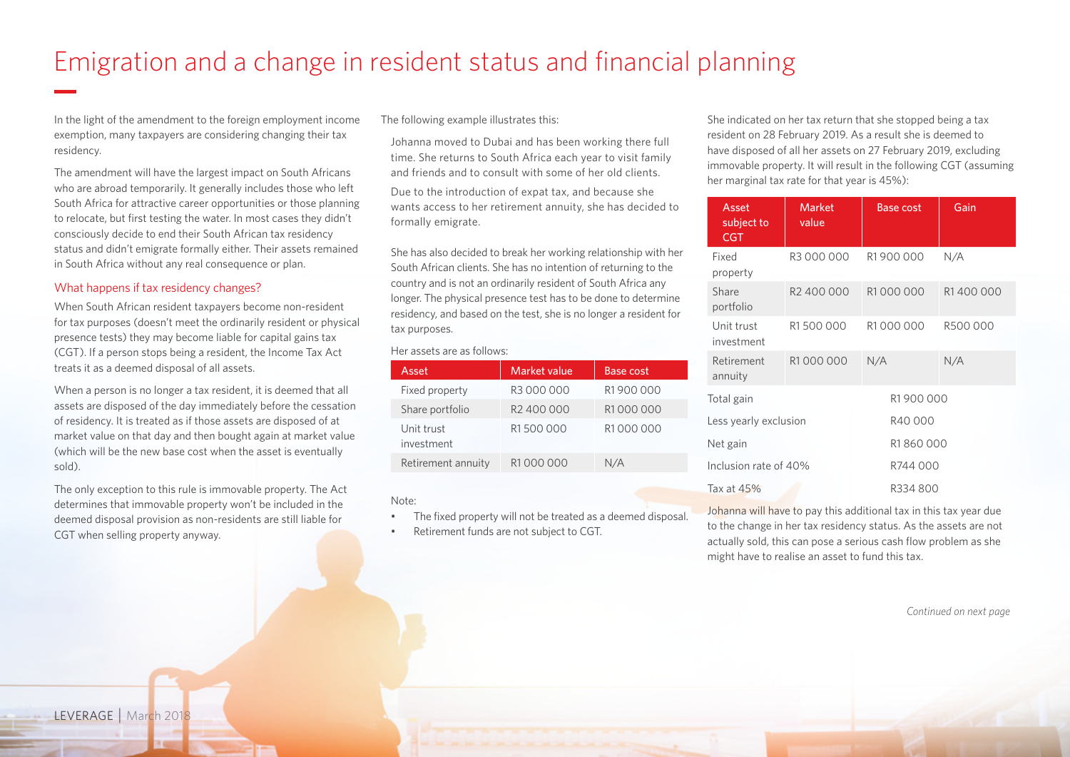# Emigration and a change in resident status and financial planning

In the light of the amendment to the foreign employment income exemption, many taxpayers are considering changing their tax residency.

The amendment will have the largest impact on South Africans who are abroad temporarily. It generally includes those who left South Africa for attractive career opportunities or those planning to relocate, but first testing the water. In most cases they didn't consciously decide to end their South African tax residency status and didn't emigrate formally either. Their assets remained in South Africa without any real consequence or plan.

## What happens if tax residency changes?

When South African resident taxpayers become non-resident for tax purposes (doesn't meet the ordinarily resident or physical presence tests) they may become liable for capital gains tax (CGT). If a person stops being a resident, the Income Tax Act treats it as a deemed disposal of all assets.

When a person is no longer a tax resident, it is deemed that all assets are disposed of the day immediately before the cessation of residency. It is treated as if those assets are disposed of at market value on that day and then bought again at market value (which will be the new base cost when the asset is eventually sold).

The only exception to this rule is immovable property. The Act determines that immovable property won't be included in the deemed disposal provision as non-residents are still liable for CGT when selling property anyway.

The following example illustrates this:

Johanna moved to Dubai and has been working there full time. She returns to South Africa each year to visit family and friends and to consult with some of her old clients.

Due to the introduction of expat tax, and because she wants access to her retirement annuity, she has decided to formally emigrate.

She has also decided to break her working relationship with her South African clients. She has no intention of returning to the country and is not an ordinarily resident of South Africa any longer. The physical presence test has to be done to determine residency, and based on the test, she is no longer a resident for tax purposes.

Her assets are as follows:

| Asset | Market value | Base cost |
|---|---|---|
| Fixed property | R3 000 000 | R1 900 000 |
| Share portfolio | R2 400 000 | R1 000 000 |
| Unit trust investment | R1 500 000 | R1 000 000 |
| Retirement annuity | R1 000 000 | N/A |

Note:

- The fixed property will not be treated as a deemed disposal.
- Retirement funds are not subject to CGT.

She indicated on her tax return that she stopped being a tax resident on 28 February 2019. As a result she is deemed to have disposed of all her assets on 27 February 2019, excluding immovable property. It will result in the following CGT (assuming her marginal tax rate for that year is 45%):

| Asset subject to CGT | Market value | Base cost | Gain |
|---|---|---|---|
| Fixed property | R3 000 000 | R1 900 000 | N/A |
| Share portfolio | R2 400 000 | R1 000 000 | R1 400 000 |
| Unit trust investment | R1 500 000 | R1 000 000 | R500 000 |
| Retirement annuity | R1 000 000 | N/A | N/A |
| Total gain | | R1 900 000 | |
| Less yearly exclusion | | R40 000 | |
| Net gain | | R1 860 000 | |
| Inclusion rate of 40% | | R744 000 | |
| Tax at 45% | | R334 800 | |

Johanna will have to pay this additional tax in this tax year due to the change in her tax residency status. As the assets are not actually sold, this can pose a serious cash flow problem as she might have to realise an asset to fund this tax.

*Continued on next page*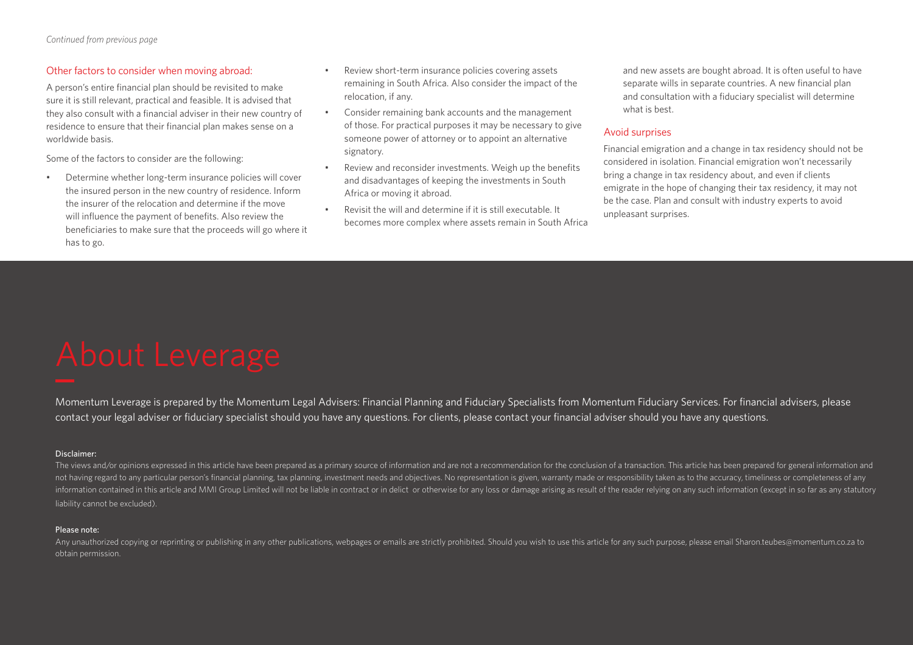*Continued from previous page*

### Other factors to consider when moving abroad:

A person's entire financial plan should be revisited to make sure it is still relevant, practical and feasible. It is advised that they also consult with a financial adviser in their new country of residence to ensure that their financial plan makes sense on a worldwide basis.

Some of the factors to consider are the following:

- Determine whether long-term insurance policies will cover the insured person in the new country of residence. Inform the insurer of the relocation and determine if the move will influence the payment of benefits. Also review the beneficiaries to make sure that the proceeds will go where it has to go.
- Review short-term insurance policies covering assets remaining in South Africa. Also consider the impact of the relocation, if any.
- Consider remaining bank accounts and the management of those. For practical purposes it may be necessary to give someone power of attorney or to appoint an alternative signatory.
- Review and reconsider investments. Weigh up the benefits and disadvantages of keeping the investments in South Africa or moving it abroad.
- Revisit the will and determine if it is still executable. It becomes more complex where assets remain in South Africa and new assets are bought abroad. It is often useful to have separate wills in separate countries. A new financial plan and consultation with a fiduciary specialist will determine what is best.

### Avoid surprises

Financial emigration and a change in tax residency should not be considered in isolation. Financial emigration won't necessarily bring a change in tax residency about, and even if clients emigrate in the hope of changing their tax residency, it may not be the case. Plan and consult with industry experts to avoid unpleasant surprises.

# About Leverage

Momentum Leverage is prepared by the Momentum Legal Advisers: Financial Planning and Fiduciary Specialists from Momentum Fiduciary Services. For financial advisers, please contact your legal adviser or fiduciary specialist should you have any questions. For clients, please contact your financial adviser should you have any questions.

**Disclaimer:**

The views and/or opinions expressed in this article have been prepared as a primary source of information and are not a recommendation for the conclusion of a transaction. This article has been prepared for general information and not having regard to any particular person's financial planning, tax planning, investment needs and objectives. No representation is given, warranty made or responsibility taken as to the accuracy, timeliness or completeness of any information contained in this article and MMI Group Limited will not be liable in contract or in delict or otherwise for any loss or damage arising as result of the reader relying on any such information (except in so far as any statutory liability cannot be excluded).

**Please note:**

Any unauthorized copying or reprinting or publishing in any other publications, webpages or emails are strictly prohibited. Should you wish to use this article for any such purpose, please email Sharon.teubes@momentum.co.za to obtain permission.